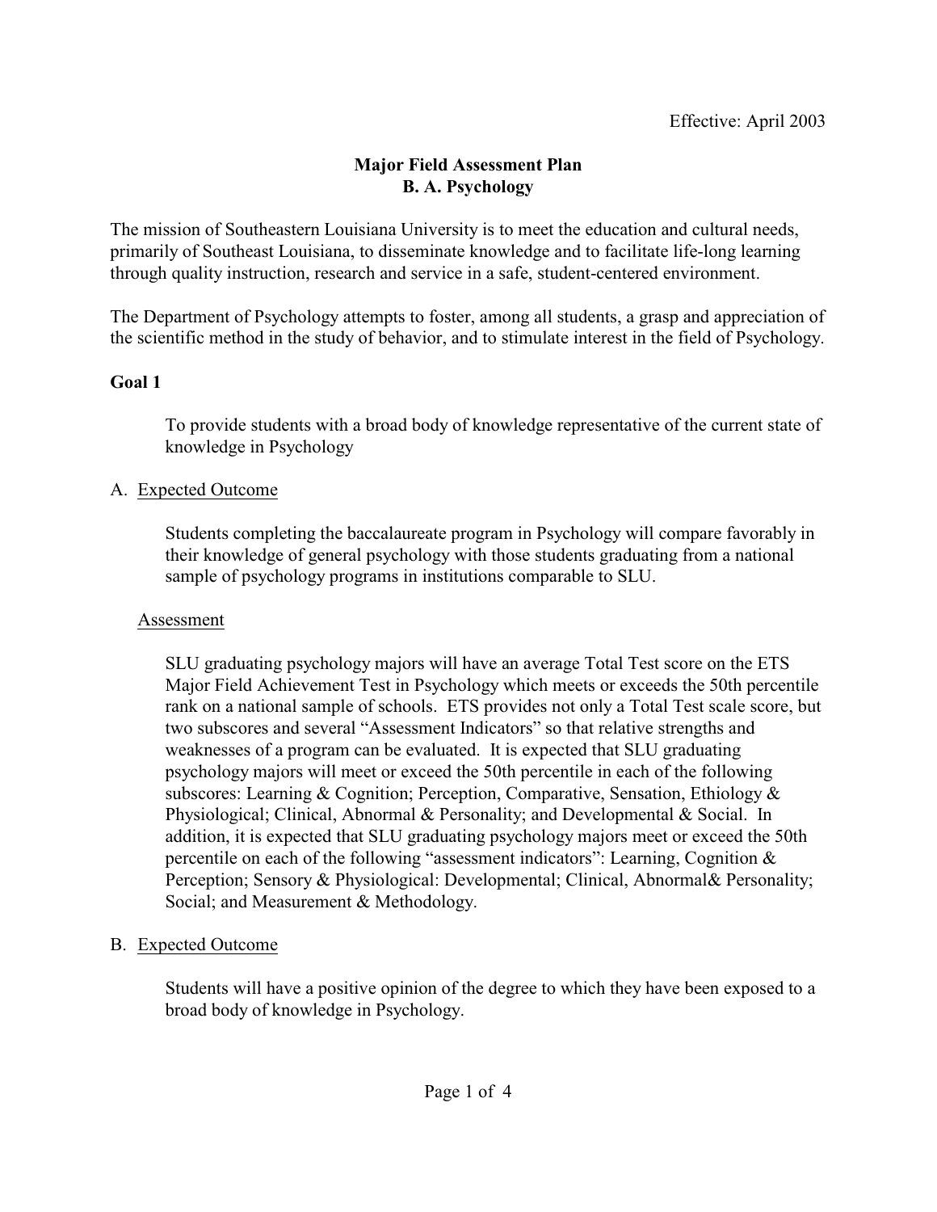Effective: April 2003

# Major Field Assessment Plan
## B. A. Psychology

The mission of Southeastern Louisiana University is to meet the education and cultural needs, primarily of Southeast Louisiana, to disseminate knowledge and to facilitate life-long learning through quality instruction, research and service in a safe, student-centered environment.

The Department of Psychology attempts to foster, among all students, a grasp and appreciation of the scientific method in the study of behavior, and to stimulate interest in the field of Psychology.

### Goal 1

To provide students with a broad body of knowledge representative of the current state of knowledge in Psychology

A. Expected Outcome

Students completing the baccalaureate program in Psychology will compare favorably in their knowledge of general psychology with those students graduating from a national sample of psychology programs in institutions comparable to SLU.

Assessment

SLU graduating psychology majors will have an average Total Test score on the ETS Major Field Achievement Test in Psychology which meets or exceeds the 50th percentile rank on a national sample of schools. ETS provides not only a Total Test scale score, but two subscores and several "Assessment Indicators" so that relative strengths and weaknesses of a program can be evaluated. It is expected that SLU graduating psychology majors will meet or exceed the 50th percentile in each of the following subscores: Learning & Cognition; Perception, Comparative, Sensation, Ethiology & Physiological; Clinical, Abnormal & Personality; and Developmental & Social. In addition, it is expected that SLU graduating psychology majors meet or exceed the 50th percentile on each of the following "assessment indicators": Learning, Cognition & Perception; Sensory & Physiological: Developmental; Clinical, Abnormal& Personality; Social; and Measurement & Methodology.

B. Expected Outcome

Students will have a positive opinion of the degree to which they have been exposed to a broad body of knowledge in Psychology.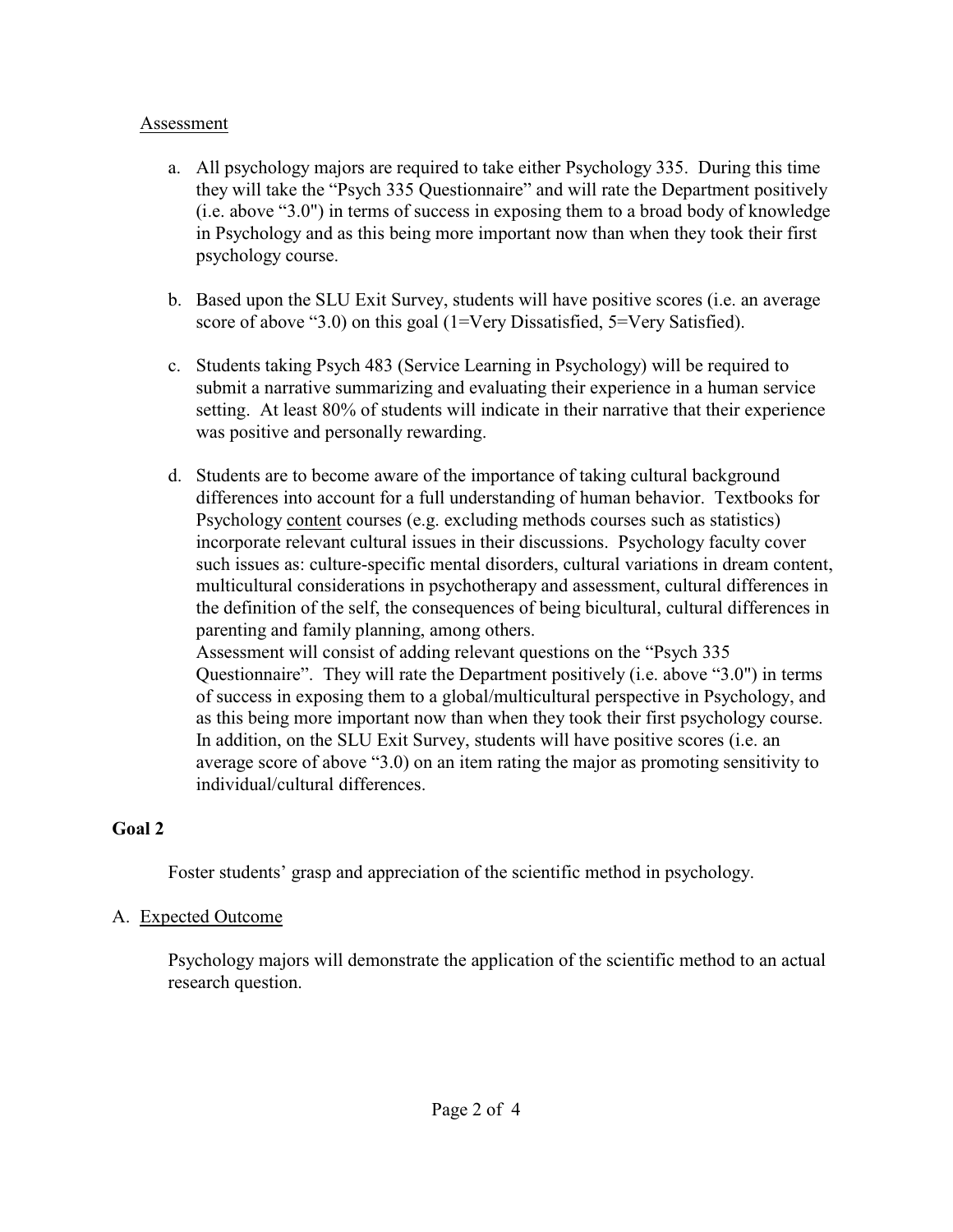Assessment

a. All psychology majors are required to take either Psychology 335. During this time they will take the "Psych 335 Questionnaire" and will rate the Department positively (i.e. above "3.0") in terms of success in exposing them to a broad body of knowledge in Psychology and as this being more important now than when they took their first psychology course.

b. Based upon the SLU Exit Survey, students will have positive scores (i.e. an average score of above "3.0) on this goal (1=Very Dissatisfied, 5=Very Satisfied).

c. Students taking Psych 483 (Service Learning in Psychology) will be required to submit a narrative summarizing and evaluating their experience in a human service setting. At least 80% of students will indicate in their narrative that their experience was positive and personally rewarding.

d. Students are to become aware of the importance of taking cultural background differences into account for a full understanding of human behavior. Textbooks for Psychology content courses (e.g. excluding methods courses such as statistics) incorporate relevant cultural issues in their discussions. Psychology faculty cover such issues as: culture-specific mental disorders, cultural variations in dream content, multicultural considerations in psychotherapy and assessment, cultural differences in the definition of the self, the consequences of being bicultural, cultural differences in parenting and family planning, among others.
Assessment will consist of adding relevant questions on the "Psych 335 Questionnaire". They will rate the Department positively (i.e. above "3.0") in terms of success in exposing them to a global/multicultural perspective in Psychology, and as this being more important now than when they took their first psychology course. In addition, on the SLU Exit Survey, students will have positive scores (i.e. an average score of above "3.0) on an item rating the major as promoting sensitivity to individual/cultural differences.

**Goal 2**

Foster students' grasp and appreciation of the scientific method in psychology.

A. Expected Outcome

Psychology majors will demonstrate the application of the scientific method to an actual research question.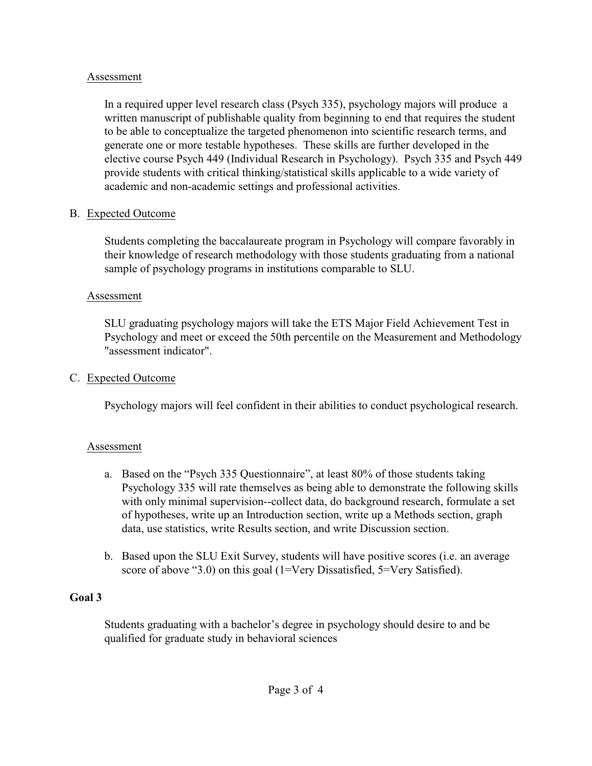Assessment

In a required upper level research class (Psych 335), psychology majors will produce a written manuscript of publishable quality from beginning to end that requires the student to be able to conceptualize the targeted phenomenon into scientific research terms, and generate one or more testable hypotheses. These skills are further developed in the elective course Psych 449 (Individual Research in Psychology). Psych 335 and Psych 449 provide students with critical thinking/statistical skills applicable to a wide variety of academic and non-academic settings and professional activities.

B. Expected Outcome

Students completing the baccalaureate program in Psychology will compare favorably in their knowledge of research methodology with those students graduating from a national sample of psychology programs in institutions comparable to SLU.

Assessment

SLU graduating psychology majors will take the ETS Major Field Achievement Test in Psychology and meet or exceed the 50th percentile on the Measurement and Methodology "assessment indicator".

C. Expected Outcome

Psychology majors will feel confident in their abilities to conduct psychological research.

Assessment

a. Based on the "Psych 335 Questionnaire", at least 80% of those students taking Psychology 335 will rate themselves as being able to demonstrate the following skills with only minimal supervision--collect data, do background research, formulate a set of hypotheses, write up an Introduction section, write up a Methods section, graph data, use statistics, write Results section, and write Discussion section.

b. Based upon the SLU Exit Survey, students will have positive scores (i.e. an average score of above "3.0) on this goal (1=Very Dissatisfied, 5=Very Satisfied).

**Goal 3**

Students graduating with a bachelor's degree in psychology should desire to and be qualified for graduate study in behavioral sciences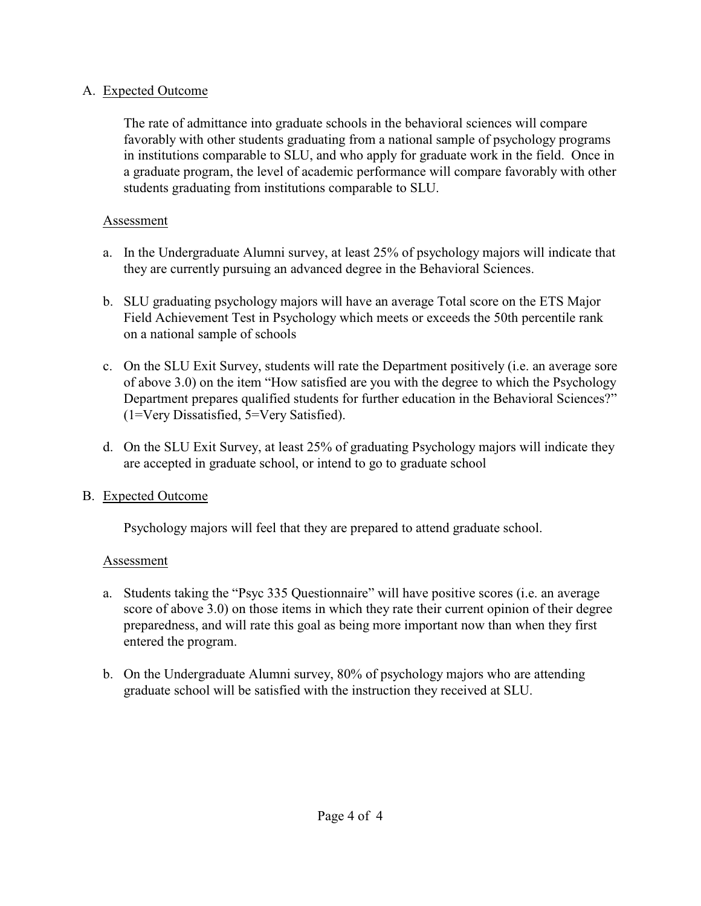A. Expected Outcome

   The rate of admittance into graduate schools in the behavioral sciences will compare favorably with other students graduating from a national sample of psychology programs in institutions comparable to SLU, and who apply for graduate work in the field. Once in a graduate program, the level of academic performance will compare favorably with other students graduating from institutions comparable to SLU.

   Assessment

   a. In the Undergraduate Alumni survey, at least 25% of psychology majors will indicate that they are currently pursuing an advanced degree in the Behavioral Sciences.

   b. SLU graduating psychology majors will have an average Total score on the ETS Major Field Achievement Test in Psychology which meets or exceeds the 50th percentile rank on a national sample of schools

   c. On the SLU Exit Survey, students will rate the Department positively (i.e. an average sore of above 3.0) on the item "How satisfied are you with the degree to which the Psychology Department prepares qualified students for further education in the Behavioral Sciences?" (1=Very Dissatisfied, 5=Very Satisfied).

   d. On the SLU Exit Survey, at least 25% of graduating Psychology majors will indicate they are accepted in graduate school, or intend to go to graduate school

B. Expected Outcome

   Psychology majors will feel that they are prepared to attend graduate school.

   Assessment

   a. Students taking the "Psyc 335 Questionnaire" will have positive scores (i.e. an average score of above 3.0) on those items in which they rate their current opinion of their degree preparedness, and will rate this goal as being more important now than when they first entered the program.

   b. On the Undergraduate Alumni survey, 80% of psychology majors who are attending graduate school will be satisfied with the instruction they received at SLU.